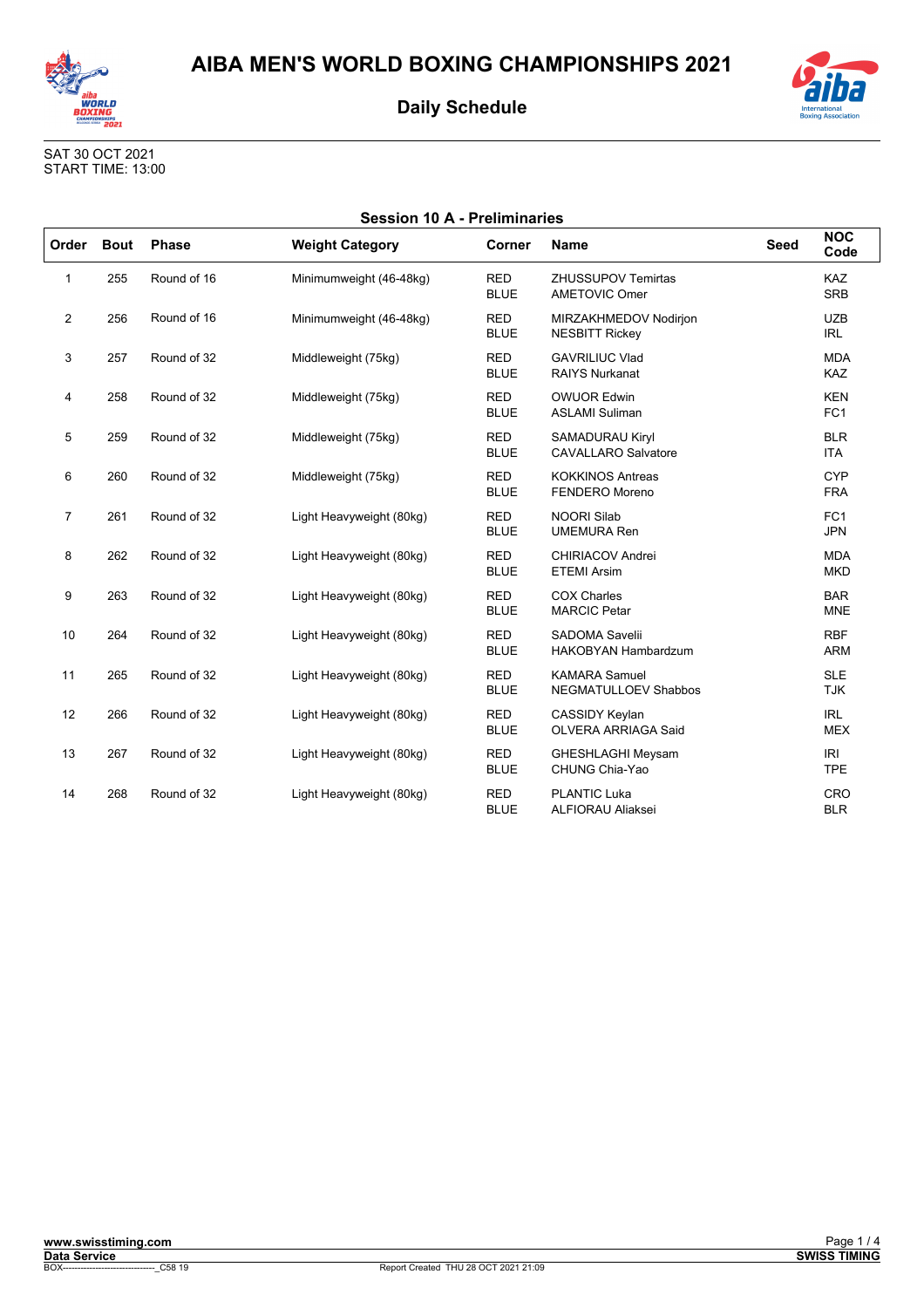# AIBA MEN'S WORLD BOXING CHAMPIONSHIPS 2021

## Daily Schedule

SAT 30 OCT 2021
START TIME: 13:00

### Session 10 A - Preliminaries

| Order | Bout | Phase | Weight Category | Corner | Name | Seed | NOC Code |
|---|---|---|---|---|---|---|---|
| 1 | 255 | Round of 16 | Minimumweight (46-48kg) | RED<br>BLUE | ZHUSSUPOV Temirtas<br>AMETOVIC Omer | | KAZ<br>SRB |
| 2 | 256 | Round of 16 | Minimumweight (46-48kg) | RED<br>BLUE | MIRZAKHMEDOV Nodirjon<br>NESBITT Rickey | | UZB<br>IRL |
| 3 | 257 | Round of 32 | Middleweight (75kg) | RED<br>BLUE | GAVRILIUC Vlad<br>RAIYS Nurkanat | | MDA<br>KAZ |
| 4 | 258 | Round of 32 | Middleweight (75kg) | RED<br>BLUE | OWUOR Edwin<br>ASLAMI Suliman | | KEN<br>FC1 |
| 5 | 259 | Round of 32 | Middleweight (75kg) | RED<br>BLUE | SAMADURAU Kiryl<br>CAVALLARO Salvatore | | BLR<br>ITA |
| 6 | 260 | Round of 32 | Middleweight (75kg) | RED<br>BLUE | KOKKINOS Antreas<br>FENDERO Moreno | | CYP<br>FRA |
| 7 | 261 | Round of 32 | Light Heavyweight (80kg) | RED<br>BLUE | NOORI Silab<br>UMEMURA Ren | | FC1<br>JPN |
| 8 | 262 | Round of 32 | Light Heavyweight (80kg) | RED<br>BLUE | CHIRIACOV Andrei<br>ETEMI Arsim | | MDA<br>MKD |
| 9 | 263 | Round of 32 | Light Heavyweight (80kg) | RED<br>BLUE | COX Charles<br>MARCIC Petar | | BAR<br>MNE |
| 10 | 264 | Round of 32 | Light Heavyweight (80kg) | RED<br>BLUE | SADOMA Savelii<br>HAKOBYAN Hambardzum | | RBF<br>ARM |
| 11 | 265 | Round of 32 | Light Heavyweight (80kg) | RED<br>BLUE | KAMARA Samuel<br>NEGMATULLOEV Shabbos | | SLE<br>TJK |
| 12 | 266 | Round of 32 | Light Heavyweight (80kg) | RED<br>BLUE | CASSIDY Keylan<br>OLVERA ARRIAGA Said | | IRL<br>MEX |
| 13 | 267 | Round of 32 | Light Heavyweight (80kg) | RED<br>BLUE | GHESHLAGHI Meysam<br>CHUNG Chia-Yao | | IRI<br>TPE |
| 14 | 268 | Round of 32 | Light Heavyweight (80kg) | RED<br>BLUE | PLANTIC Luka<br>ALFIORAU Aliaksei | | CRO<br>BLR |

www.swisstiming.com
Data Service
BOX------------------------------_C58 19
Report Created THU 28 OCT 2021 21:09
SWISS TIMING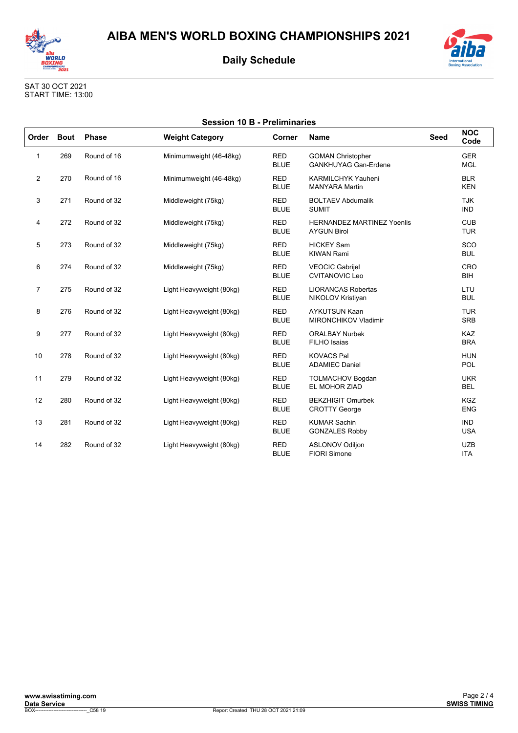# AIBA MEN'S WORLD BOXING CHAMPIONSHIPS 2021

## Daily Schedule

SAT 30 OCT 2021
START TIME: 13:00

### Session 10 B - Preliminaries

| Order | Bout | Phase | Weight Category | Corner | Name | Seed | NOC Code |
|---|---|---|---|---|---|---|---|
| 1 | 269 | Round of 16 | Minimumweight (46-48kg) | RED<br>BLUE | GOMAN Christopher<br>GANKHUYAG Gan-Erdene | | GER<br>MGL |
| 2 | 270 | Round of 16 | Minimumweight (46-48kg) | RED<br>BLUE | KARMILCHYK Yauheni<br>MANYARA Martin | | BLR<br>KEN |
| 3 | 271 | Round of 32 | Middleweight (75kg) | RED<br>BLUE | BOLTAEV Abdumalik<br>SUMIT | | TJK<br>IND |
| 4 | 272 | Round of 32 | Middleweight (75kg) | RED<br>BLUE | HERNANDEZ MARTINEZ Yoenlis<br>AYGUN Birol | | CUB<br>TUR |
| 5 | 273 | Round of 32 | Middleweight (75kg) | RED<br>BLUE | HICKEY Sam<br>KIWAN Rami | | SCO<br>BUL |
| 6 | 274 | Round of 32 | Middleweight (75kg) | RED<br>BLUE | VEOCIC Gabrijel<br>CVITANOVIC Leo | | CRO<br>BIH |
| 7 | 275 | Round of 32 | Light Heavyweight (80kg) | RED<br>BLUE | LIORANCAS Robertas<br>NIKOLOV Kristiyan | | LTU<br>BUL |
| 8 | 276 | Round of 32 | Light Heavyweight (80kg) | RED<br>BLUE | AYKUTSUN Kaan<br>MIRONCHIKOV Vladimir | | TUR<br>SRB |
| 9 | 277 | Round of 32 | Light Heavyweight (80kg) | RED<br>BLUE | ORALBAY Nurbek<br>FILHO Isaias | | KAZ<br>BRA |
| 10 | 278 | Round of 32 | Light Heavyweight (80kg) | RED<br>BLUE | KOVACS Pal<br>ADAMIEC Daniel | | HUN<br>POL |
| 11 | 279 | Round of 32 | Light Heavyweight (80kg) | RED<br>BLUE | TOLMACHOV Bogdan<br>EL MOHOR ZIAD | | UKR<br>BEL |
| 12 | 280 | Round of 32 | Light Heavyweight (80kg) | RED<br>BLUE | BEKZHIGIT Omurbek<br>CROTTY George | | KGZ<br>ENG |
| 13 | 281 | Round of 32 | Light Heavyweight (80kg) | RED<br>BLUE | KUMAR Sachin<br>GONZALES Robby | | IND<br>USA |
| 14 | 282 | Round of 32 | Light Heavyweight (80kg) | RED<br>BLUE | ASLONOV Odiljon<br>FIORI Simone | | UZB<br>ITA |

www.swisstiming.com
Data Service
BOX-------------------------------_C58 19
Report Created THU 28 OCT 2021 21:09
SWISS TIMING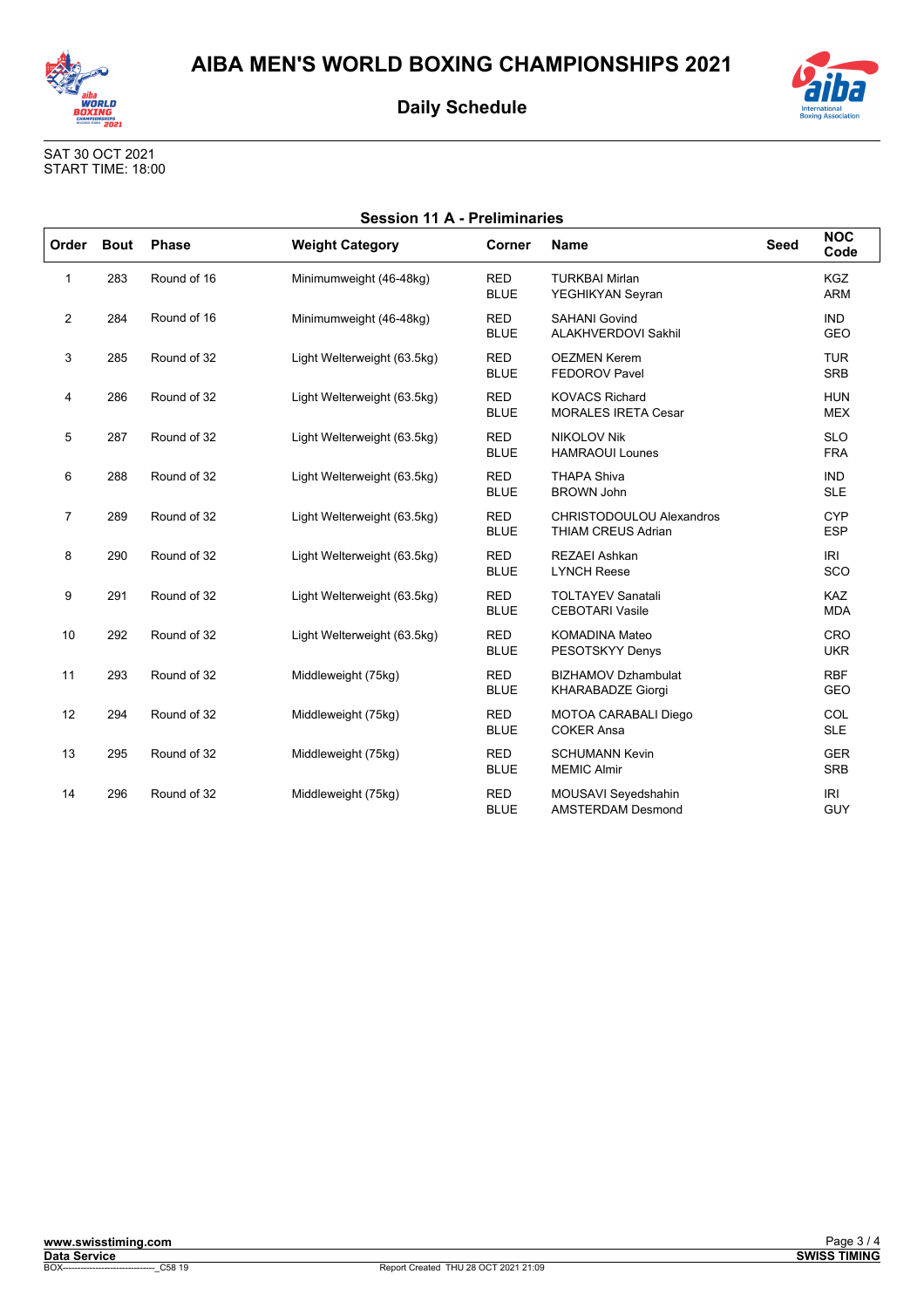# AIBA MEN'S WORLD BOXING CHAMPIONSHIPS 2021

## Daily Schedule

SAT 30 OCT 2021
START TIME: 18:00

### Session 11 A - Preliminaries

| Order | Bout | Phase | Weight Category | Corner | Name | Seed | NOC Code |
|---|---|---|---|---|---|---|---|
| 1 | 283 | Round of 16 | Minimumweight (46-48kg) | RED<br>BLUE | TURKBAI Mirlan<br>YEGHIKYAN Seyran | | KGZ<br>ARM |
| 2 | 284 | Round of 16 | Minimumweight (46-48kg) | RED<br>BLUE | SAHANI Govind<br>ALAKHVERDOVI Sakhil | | IND<br>GEO |
| 3 | 285 | Round of 32 | Light Welterweight (63.5kg) | RED<br>BLUE | OEZMEN Kerem<br>FEDOROV Pavel | | TUR<br>SRB |
| 4 | 286 | Round of 32 | Light Welterweight (63.5kg) | RED<br>BLUE | KOVACS Richard<br>MORALES IRETA Cesar | | HUN<br>MEX |
| 5 | 287 | Round of 32 | Light Welterweight (63.5kg) | RED<br>BLUE | NIKOLOV Nik<br>HAMRAOUI Lounes | | SLO<br>FRA |
| 6 | 288 | Round of 32 | Light Welterweight (63.5kg) | RED<br>BLUE | THAPA Shiva<br>BROWN John | | IND<br>SLE |
| 7 | 289 | Round of 32 | Light Welterweight (63.5kg) | RED<br>BLUE | CHRISTODOULOU Alexandros<br>THIAM CREUS Adrian | | CYP<br>ESP |
| 8 | 290 | Round of 32 | Light Welterweight (63.5kg) | RED<br>BLUE | REZAEI Ashkan<br>LYNCH Reese | | IRI<br>SCO |
| 9 | 291 | Round of 32 | Light Welterweight (63.5kg) | RED<br>BLUE | TOLTAYEV Sanatali<br>CEBOTARI Vasile | | KAZ<br>MDA |
| 10 | 292 | Round of 32 | Light Welterweight (63.5kg) | RED<br>BLUE | KOMADINA Mateo<br>PESOTSKYY Denys | | CRO<br>UKR |
| 11 | 293 | Round of 32 | Middleweight (75kg) | RED<br>BLUE | BIZHAMOV Dzhambulat<br>KHARABADZE Giorgi | | RBF<br>GEO |
| 12 | 294 | Round of 32 | Middleweight (75kg) | RED<br>BLUE | MOTOA CARABALI Diego<br>COKER Ansa | | COL<br>SLE |
| 13 | 295 | Round of 32 | Middleweight (75kg) | RED<br>BLUE | SCHUMANN Kevin<br>MEMIC Almir | | GER<br>SRB |
| 14 | 296 | Round of 32 | Middleweight (75kg) | RED<br>BLUE | MOUSAVI Seyedshahin<br>AMSTERDAM Desmond | | IRI<br>GUY |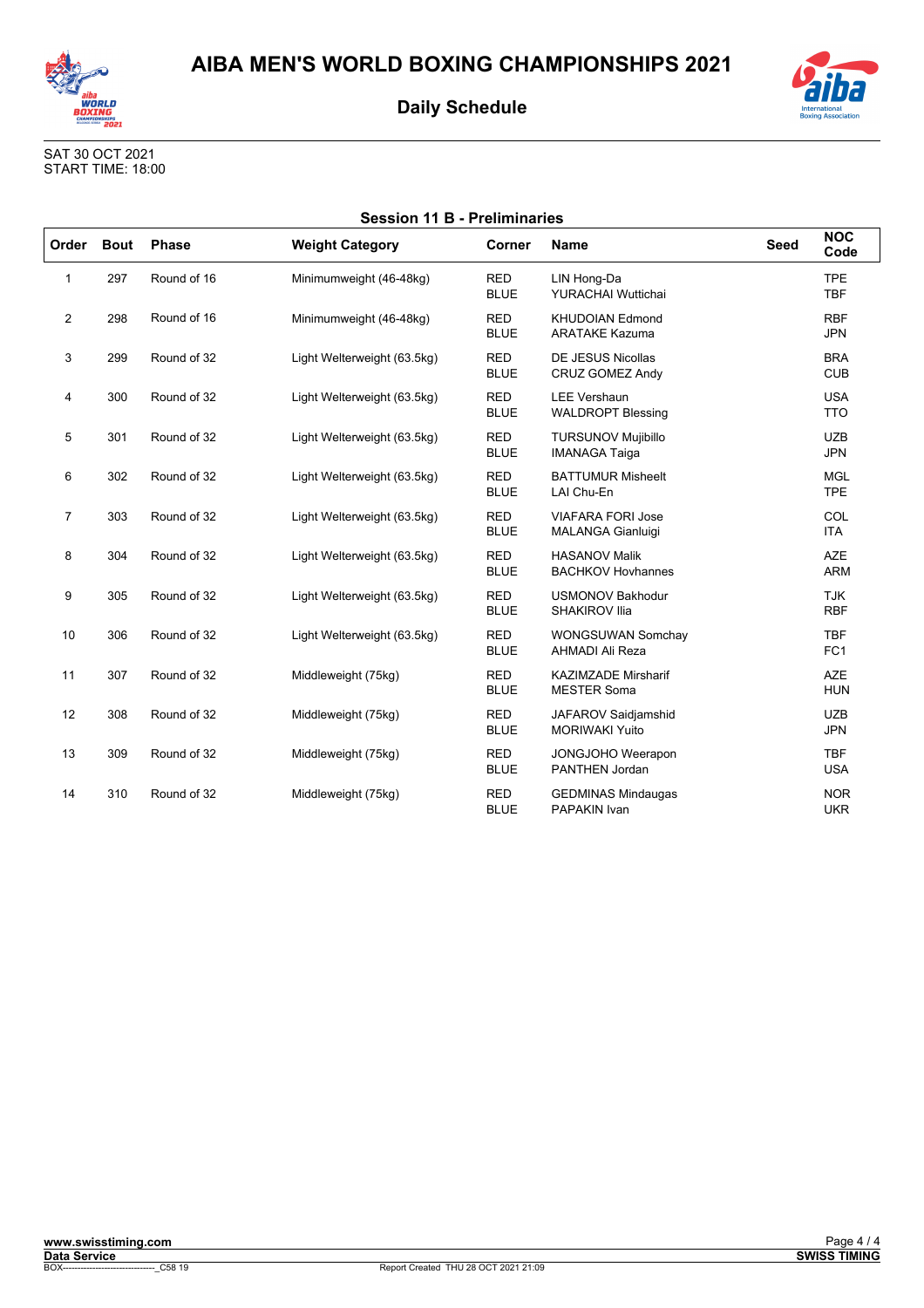# AIBA MEN'S WORLD BOXING CHAMPIONSHIPS 2021

## Daily Schedule

SAT 30 OCT 2021
START TIME: 18:00

### Session 11 B - Preliminaries

| Order | Bout | Phase | Weight Category | Corner | Name | Seed | NOC Code |
|---|---|---|---|---|---|---|---|
| 1 | 297 | Round of 16 | Minimumweight (46-48kg) | RED<br>BLUE | LIN Hong-Da<br>YURACHAI Wuttichai | | TPE<br>TBF |
| 2 | 298 | Round of 16 | Minimumweight (46-48kg) | RED<br>BLUE | KHUDOIAN Edmond<br>ARATAKE Kazuma | | RBF<br>JPN |
| 3 | 299 | Round of 32 | Light Welterweight (63.5kg) | RED<br>BLUE | DE JESUS Nicollas<br>CRUZ GOMEZ Andy | | BRA<br>CUB |
| 4 | 300 | Round of 32 | Light Welterweight (63.5kg) | RED<br>BLUE | LEE Vershaun<br>WALDROPT Blessing | | USA<br>TTO |
| 5 | 301 | Round of 32 | Light Welterweight (63.5kg) | RED<br>BLUE | TURSUNOV Mujibillo<br>IMANAGA Taiga | | UZB<br>JPN |
| 6 | 302 | Round of 32 | Light Welterweight (63.5kg) | RED<br>BLUE | BATTUMUR Misheelt<br>LAI Chu-En | | MGL<br>TPE |
| 7 | 303 | Round of 32 | Light Welterweight (63.5kg) | RED<br>BLUE | VIAFARA FORI Jose<br>MALANGA Gianluigi | | COL<br>ITA |
| 8 | 304 | Round of 32 | Light Welterweight (63.5kg) | RED<br>BLUE | HASANOV Malik<br>BACHKOV Hovhannes | | AZE<br>ARM |
| 9 | 305 | Round of 32 | Light Welterweight (63.5kg) | RED<br>BLUE | USMONOV Bakhodur<br>SHAKIROV Ilia | | TJK<br>RBF |
| 10 | 306 | Round of 32 | Light Welterweight (63.5kg) | RED<br>BLUE | WONGSUWAN Somchay<br>AHMADI Ali Reza | | TBF<br>FC1 |
| 11 | 307 | Round of 32 | Middleweight (75kg) | RED<br>BLUE | KAZIMZADE Mirsharif<br>MESTER Soma | | AZE<br>HUN |
| 12 | 308 | Round of 32 | Middleweight (75kg) | RED<br>BLUE | JAFAROV Saidjamshid<br>MORIWAKI Yuito | | UZB<br>JPN |
| 13 | 309 | Round of 32 | Middleweight (75kg) | RED<br>BLUE | JONGJOHO Weerapon<br>PANTHEN Jordan | | TBF<br>USA |
| 14 | 310 | Round of 32 | Middleweight (75kg) | RED<br>BLUE | GEDMINAS Mindaugas<br>PAPAKIN Ivan | | NOR<br>UKR |

Report Created THU 28 OCT 2021 21:09